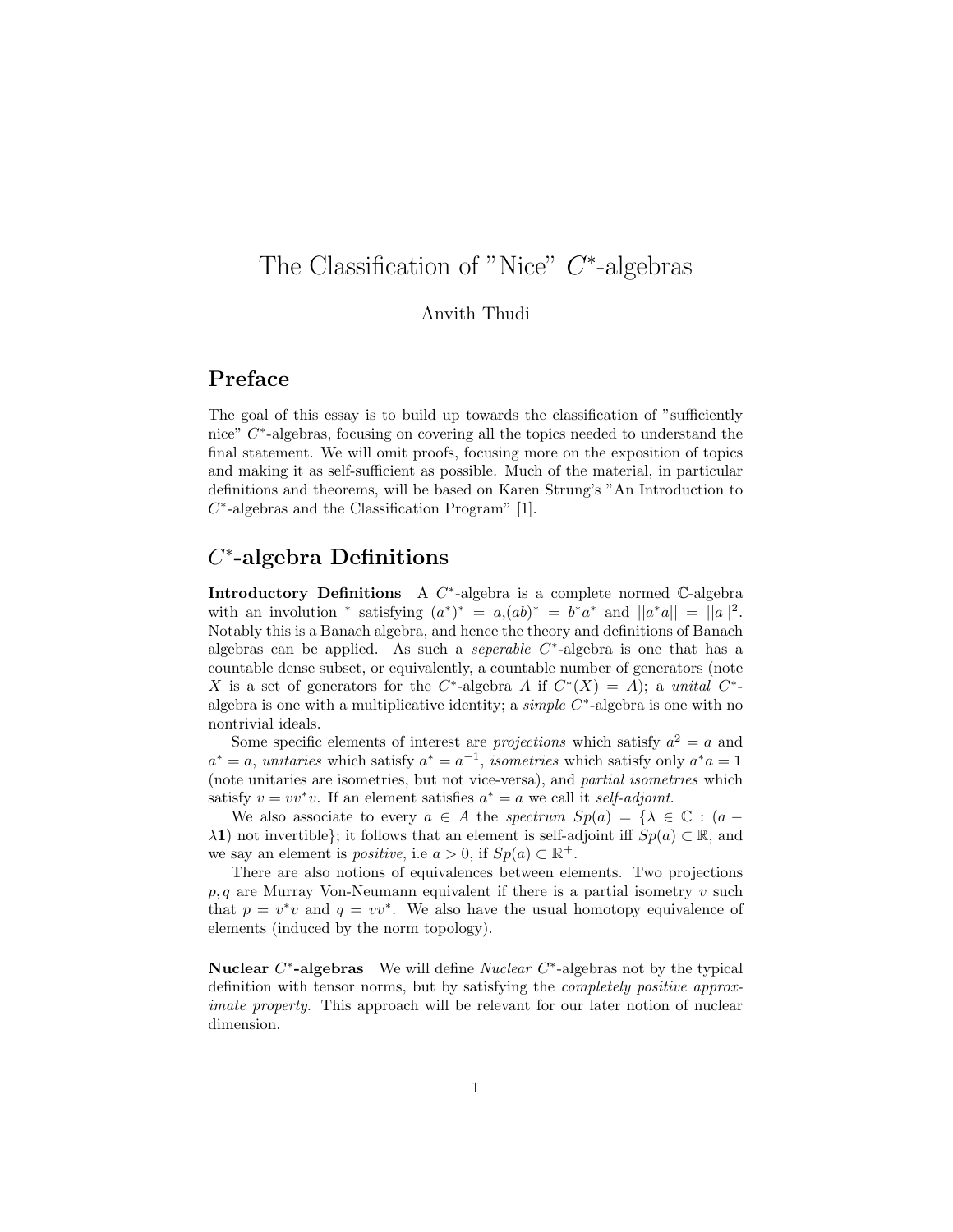# The Classification of "Nice" $C^*$-algebras

Anvith Thudi

## Preface

The goal of this essay is to build up towards the classification of "sufficiently nice" $C^*$-algebras, focusing on covering all the topics needed to understand the final statement. We will omit proofs, focusing more on the exposition of topics and making it as self-sufficient as possible. Much of the material, in particular definitions and theorems, will be based on Karen Strung's "An Introduction to $C^*$-algebras and the Classification Program" [1].

## $C^*$-algebra Definitions

**Introductory Definitions** A $C^*$-algebra is a complete normed $\mathbb{C}$-algebra with an involution $^*$ satisfying $(a^*)^* = a, (ab)^* = b^*a^*$ and $||a^*a|| = ||a||^2$. Notably this is a Banach algebra, and hence the theory and definitions of Banach algebras can be applied. As such a *seperable* $C^*$-algebra is one that has a countable dense subset, or equivalently, a countable number of generators (note $X$ is a set of generators for the $C^*$-algebra $A$ if $C^*(X) = A$); a *unital* $C^*$-algebra is one with a multiplicative identity; a *simple* $C^*$-algebra is one with no nontrivial ideals.

Some specific elements of interest are *projections* which satisfy $a^2 = a$ and $a^* = a$, *unitaries* which satisfy $a^* = a^{-1}$, *isometries* which satisfy only $a^*a = \mathbf{1}$ (note unitaries are isometries, but not vice-versa), and *partial isometries* which satisfy $v = vv^*v$. If an element satisfies $a^* = a$ we call it *self-adjoint*.

We also associate to every $a \in A$ the *spectrum* $Sp(a) = \{\lambda \in \mathbb{C} : (a - \lambda\mathbf{1}) \text{ not invertible}\}$; it follows that an element is self-adjoint iff $Sp(a) \subset \mathbb{R}$, and we say an element is *positive*, i.e $a > 0$, if $Sp(a) \subset \mathbb{R}^+$.

There are also notions of equivalences between elements. Two projections $p, q$ are Murray Von-Neumann equivalent if there is a partial isometry $v$ such that $p = v^*v$ and $q = vv^*$. We also have the usual homotopy equivalence of elements (induced by the norm topology).

**Nuclear $C^*$-algebras** We will define *Nuclear* $C^*$-algebras not by the typical definition with tensor norms, but by satisfying the *completely positive approximate property*. This approach will be relevant for our later notion of nuclear dimension.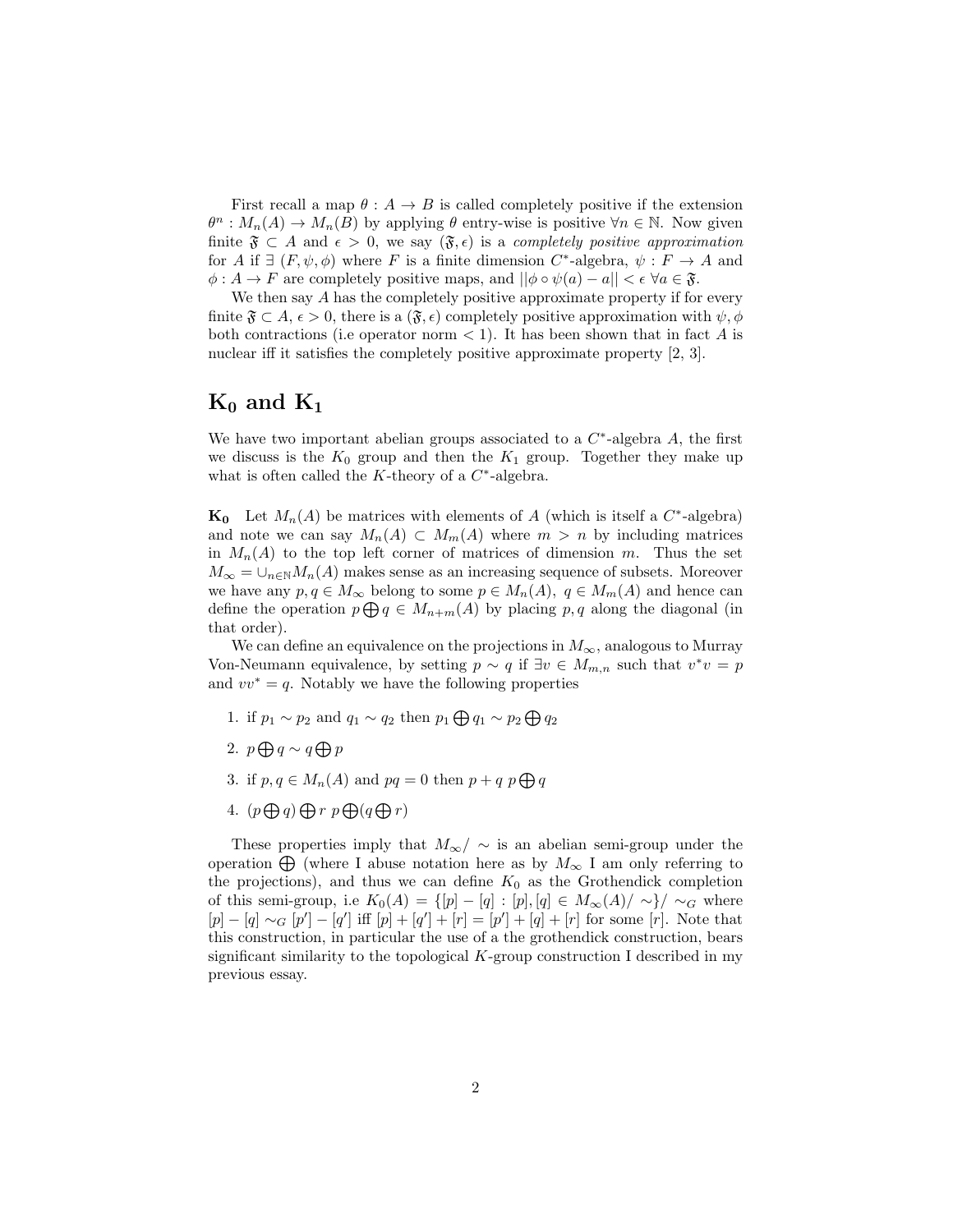First recall a map $\theta : A \to B$ is called completely positive if the extension $\theta^n : M_n(A) \to M_n(B)$ by applying $\theta$ entry-wise is positive $\forall n \in \mathbb{N}$. Now given finite $\mathfrak{F} \subset A$ and $\epsilon > 0$, we say $(\mathfrak{F}, \epsilon)$ is a *completely positive approximation* for $A$ if $\exists$ $(F, \psi, \phi)$ where $F$ is a finite dimension $C^*$-algebra, $\psi : F \to A$ and $\phi : A \to F$ are completely positive maps, and $||\phi \circ \psi(a) - a|| < \epsilon$ $\forall a \in \mathfrak{F}$.

We then say $A$ has the completely positive approximate property if for every finite $\mathfrak{F} \subset A$, $\epsilon > 0$, there is a $(\mathfrak{F}, \epsilon)$ completely positive approximation with $\psi, \phi$ both contractions (i.e operator norm $< 1$). It has been shown that in fact $A$ is nuclear iff it satisfies the completely positive approximate property [2, 3].

# $\mathbf{K_0}$ and $\mathbf{K_1}$

We have two important abelian groups associated to a $C^*$-algebra $A$, the first we discuss is the $K_0$ group and then the $K_1$ group. Together they make up what is often called the $K$-theory of a $C^*$-algebra.

**$\mathbf{K_0}$** Let $M_n(A)$ be matrices with elements of $A$ (which is itself a $C^*$-algebra) and note we can say $M_n(A) \subset M_m(A)$ where $m > n$ by including matrices in $M_n(A)$ to the top left corner of matrices of dimension $m$. Thus the set $M_\infty = \cup_{n \in \mathbb{N}} M_n(A)$ makes sense as an increasing sequence of subsets. Moreover we have any $p, q \in M_\infty$ belong to some $p \in M_n(A)$, $q \in M_m(A)$ and hence can define the operation $p \bigoplus q \in M_{n+m}(A)$ by placing $p, q$ along the diagonal (in that order).

We can define an equivalence on the projections in $M_\infty$, analogous to Murray Von-Neumann equivalence, by setting $p \sim q$ if $\exists v \in M_{m,n}$ such that $v^*v = p$ and $vv^* = q$. Notably we have the following properties

1. if $p_1 \sim p_2$ and $q_1 \sim q_2$ then $p_1 \bigoplus q_1 \sim p_2 \bigoplus q_2$
2. $p \bigoplus q \sim q \bigoplus p$
3. if $p, q \in M_n(A)$ and $pq = 0$ then $p + q$ $p \bigoplus q$
4. $(p \bigoplus q) \bigoplus r$ $p \bigoplus (q \bigoplus r)$

These properties imply that $M_\infty / \sim$ is an abelian semi-group under the operation $\bigoplus$ (where I abuse notation here as by $M_\infty$ I am only referring to the projections), and thus we can define $K_0$ as the Grothendick completion of this semi-group, i.e $K_0(A) = \{[p] - [q] : [p], [q] \in M_\infty(A)/\sim\}/\sim_G$ where $[p] - [q] \sim_G [p'] - [q']$ iff $[p] + [q'] + [r] = [p'] + [q] + [r]$ for some $[r]$. Note that this construction, in particular the use of a the grothendick construction, bears significant similarity to the topological $K$-group construction I described in my previous essay.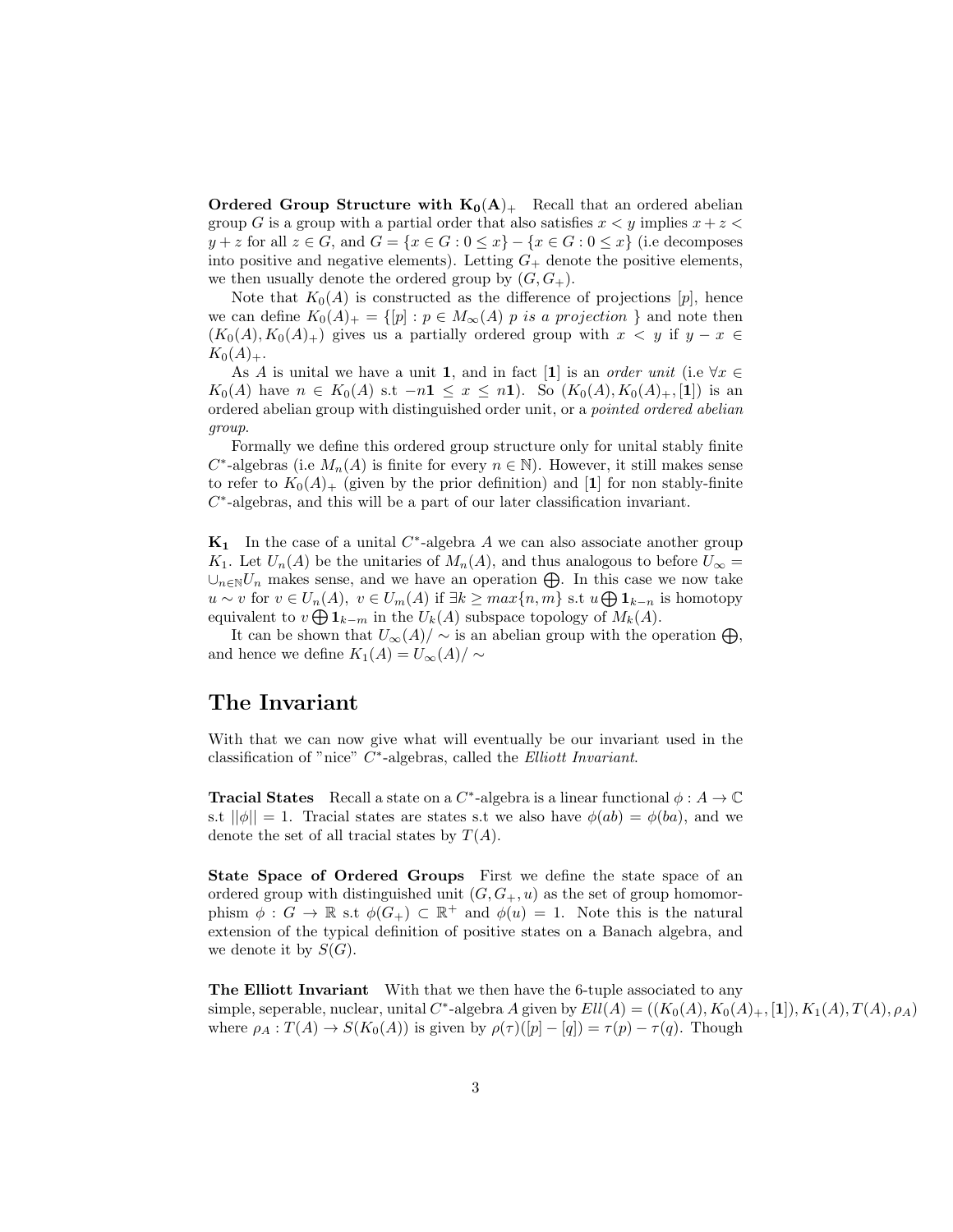**Ordered Group Structure with $\mathbf{K_0(A)}_+$** Recall that an ordered abelian group $G$ is a group with a partial order that also satisfies $x < y$ implies $x + z < y + z$ for all $z \in G$, and $G = \{x \in G : 0 \leq x\} - \{x \in G : 0 \leq x\}$ (i.e decomposes into positive and negative elements). Letting $G_+$ denote the positive elements, we then usually denote the ordered group by $(G, G_+)$.

Note that $K_0(A)$ is constructed as the difference of projections $[p]$, hence we can define $K_0(A)_+ = \{[p] : p \in M_\infty(A) \ p \ is \ a \ projection \ \}$ and note then $(K_0(A), K_0(A)_+)$ gives us a partially ordered group with $x < y$ if $y - x \in K_0(A)_+$.

As $A$ is unital we have a unit $\mathbf{1}$, and in fact $[\mathbf{1}]$ is an *order unit* (i.e $\forall x \in K_0(A)$ have $n \in K_0(A)$ s.t $-n\mathbf{1} \leq x \leq n\mathbf{1}$). So $(K_0(A), K_0(A)_+, [\mathbf{1}])$ is an ordered abelian group with distinguished order unit, or a *pointed ordered abelian group*.

Formally we define this ordered group structure only for unital stably finite $C^*$-algebras (i.e $M_n(A)$ is finite for every $n \in \mathbb{N}$). However, it still makes sense to refer to $K_0(A)_+$ (given by the prior definition) and $[\mathbf{1}]$ for non stably-finite $C^*$-algebras, and this will be a part of our later classification invariant.

$\mathbf{K_1}$ In the case of a unital $C^*$-algebra $A$ we can also associate another group $K_1$. Let $U_n(A)$ be the unitaries of $M_n(A)$, and thus analogous to before $U_\infty = \cup_{n \in \mathbb{N}} U_n$ makes sense, and we have an operation $\bigoplus$. In this case we now take $u \sim v$ for $v \in U_n(A), \ v \in U_m(A)$ if $\exists k \geq max\{n, m\}$ s.t $u \bigoplus \mathbf{1}_{k-n}$ is homotopy equivalent to $v \bigoplus \mathbf{1}_{k-m}$ in the $U_k(A)$ subspace topology of $M_k(A)$.

It can be shown that $U_\infty(A)/\sim$ is an abelian group with the operation $\bigoplus$, and hence we define $K_1(A) = U_\infty(A)/\sim$

## The Invariant

With that we can now give what will eventually be our invariant used in the classification of "nice" $C^*$-algebras, called the *Elliott Invariant*.

**Tracial States** Recall a state on a $C^*$-algebra is a linear functional $\phi : A \to \mathbb{C}$ s.t $||\phi|| = 1$. Tracial states are states s.t we also have $\phi(ab) = \phi(ba)$, and we denote the set of all tracial states by $T(A)$.

**State Space of Ordered Groups** First we define the state space of an ordered group with distinguished unit $(G, G_+, u)$ as the set of group homomorphism $\phi : G \to \mathbb{R}$ s.t $\phi(G_+) \subset \mathbb{R}^+$ and $\phi(u) = 1$. Note this is the natural extension of the typical definition of positive states on a Banach algebra, and we denote it by $S(G)$.

**The Elliott Invariant** With that we then have the 6-tuple associated to any simple, seperable, nuclear, unital $C^*$-algebra $A$ given by $Ell(A) = ((K_0(A), K_0(A)_+, [\mathbf{1}]), K_1(A), T(A), \rho_A)$ where $\rho_A : T(A) \to S(K_0(A))$ is given by $\rho(\tau)([p] - [q]) = \tau(p) - \tau(q)$. Though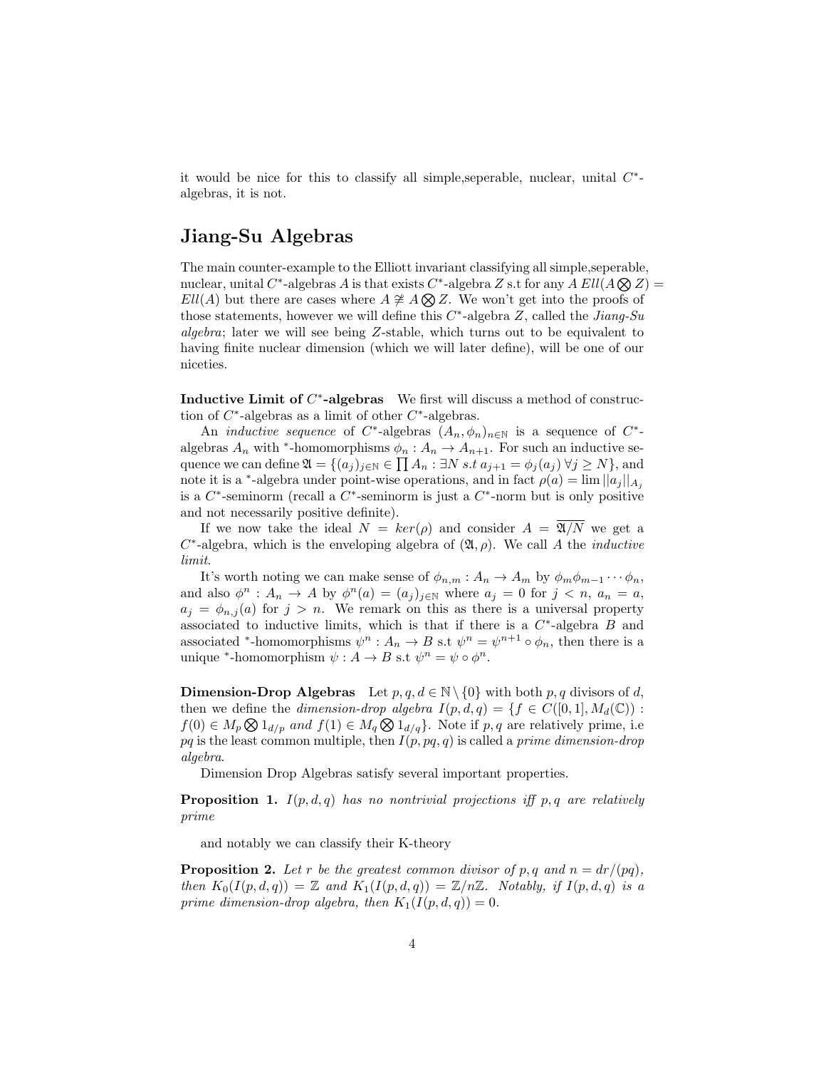it would be nice for this to classify all simple,seperable, nuclear, unital $C^*$-algebras, it is not.

## Jiang-Su Algebras

The main counter-example to the Elliott invariant classifying all simple,seperable, nuclear, unital $C^*$-algebras $A$ is that exists $C^*$-algebra $Z$ s.t for any $A$ $Ell(A \bigotimes Z) = Ell(A)$ but there are cases where $A \not\cong A \bigotimes Z$. We won't get into the proofs of those statements, however we will define this $C^*$-algebra $Z$, called the *Jiang-Su algebra*; later we will see being $Z$-stable, which turns out to be equivalent to having finite nuclear dimension (which we will later define), will be one of our niceties.

**Inductive Limit of $C^*$-algebras** We first will discuss a method of construction of $C^*$-algebras as a limit of other $C^*$-algebras.

An *inductive sequence* of $C^*$-algebras $(A_n, \phi_n)_{n\in\mathbb{N}}$ is a sequence of $C^*$-algebras $A_n$ with $^*$-homomorphisms $\phi_n : A_n \to A_{n+1}$. For such an inductive sequence we can define $\mathfrak{A} = \{(a_j)_{j\in\mathbb{N}} \in \prod A_n : \exists N \; s.t \; a_{j+1} = \phi_j(a_j) \; \forall j \geq N\}$, and note it is a $^*$-algebra under point-wise operations, and in fact $\rho(a) = \lim ||a_j||_{A_j}$ is a $C^*$-seminorm (recall a $C^*$-seminorm is just a $C^*$-norm but is only positive and not necessarily positive definite).

If we now take the ideal $N = ker(\rho)$ and consider $A = \overline{\mathfrak{A}/N}$ we get a $C^*$-algebra, which is the enveloping algebra of $(\mathfrak{A}, \rho)$. We call $A$ the *inductive limit*.

It's worth noting we can make sense of $\phi_{n,m} : A_n \to A_m$ by $\phi_m \phi_{m-1} \cdots \phi_n$, and also $\phi^n : A_n \to A$ by $\phi^n(a) = (a_j)_{j\in\mathbb{N}}$ where $a_j = 0$ for $j < n$, $a_n = a$, $a_j = \phi_{n,j}(a)$ for $j > n$. We remark on this as there is a universal property associated to inductive limits, which is that if there is a $C^*$-algebra $B$ and associated $^*$-homomorphisms $\psi^n : A_n \to B$ s.t $\psi^n = \psi^{n+1} \circ \phi_n$, then there is a unique $^*$-homomorphism $\psi : A \to B$ s.t $\psi^n = \psi \circ \phi^n$.

**Dimension-Drop Algebras** Let $p, q, d \in \mathbb{N} \setminus \{0\}$ with both $p, q$ divisors of $d$, then we define the *dimension-drop algebra* $I(p, d, q) = \{f \in C([0, 1], M_d(\mathbb{C})) : f(0) \in M_p \bigotimes 1_{d/p} \; and \; f(1) \in M_q \bigotimes 1_{d/q}\}$. Note if $p, q$ are relatively prime, i.e $pq$ is the least common multiple, then $I(p, pq, q)$ is called a *prime dimension-drop algebra*.

Dimension Drop Algebras satisfy several important properties.

**Proposition 1.** *$I(p, d, q)$ has no nontrivial projections iff $p, q$ are relatively prime*

and notably we can classify their K-theory

**Proposition 2.** *Let $r$ be the greatest common divisor of $p, q$ and $n = dr/(pq)$, then $K_0(I(p, d, q)) = \mathbb{Z}$ and $K_1(I(p, d, q)) = \mathbb{Z}/n\mathbb{Z}$. Notably, if $I(p, d, q)$ is a prime dimension-drop algebra, then $K_1(I(p, d, q)) = 0$.*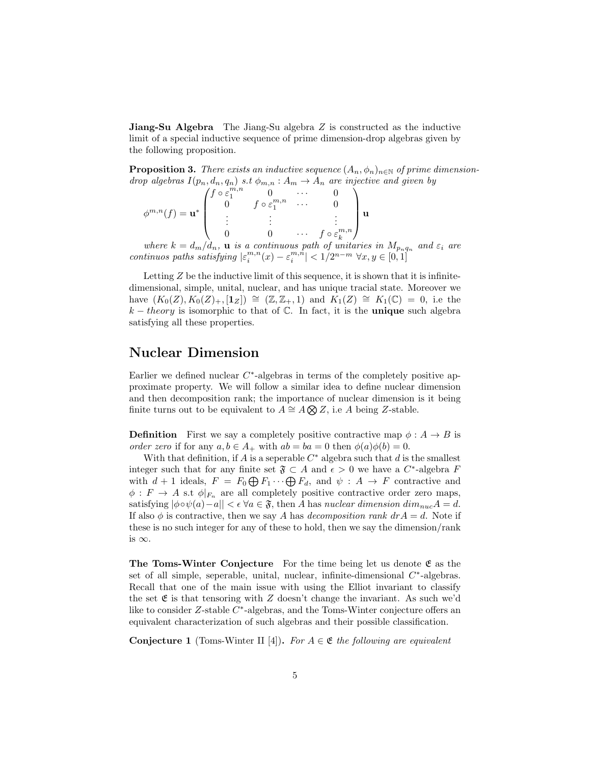**Jiang-Su Algebra** The Jiang-Su algebra $Z$ is constructed as the inductive limit of a special inductive sequence of prime dimension-drop algebras given by the following proposition.

**Proposition 3.** *There exists an inductive sequence $(A_n, \phi_n)_{n\in\mathbb{N}}$ of prime dimension-drop algebras $I(p_n, d_n, q_n)$ s.t $\phi_{m,n} : A_m \to A_n$ are injective and given by*

$$\phi^{m,n}(f) = \mathbf{u}^* \begin{pmatrix} f\circ\varepsilon_1^{m,n} & 0 & \cdots & 0 \\ 0 & f\circ\varepsilon_1^{m,n} & \cdots & 0 \\ \vdots & \vdots & & \vdots \\ 0 & 0 & \cdots & f\circ\varepsilon_k^{m,n} \end{pmatrix} \mathbf{u}$$

*where $k = d_m/d_n$, $\mathbf{u}$ is a continuous path of unitaries in $M_{p_nq_n}$ and $\varepsilon_i$ are continuos paths satisfying $|\varepsilon_i^{m,n}(x) - \varepsilon_i^{m,n}| < 1/2^{n-m}\ \forall x, y \in [0,1]$*

Letting $Z$ be the inductive limit of this sequence, it is shown that it is infinite-dimensional, simple, unital, nuclear, and has unique tracial state. Moreover we have $(K_0(Z), K_0(Z)_+, [\mathbf{1}_Z]) \cong (\mathbb{Z}, \mathbb{Z}_+, 1)$ and $K_1(Z) \cong K_1(\mathbb{C}) = 0$, i.e the $k-theory$ is isomorphic to that of $\mathbb{C}$. In fact, it is the **unique** such algebra satisfying all these properties.

## Nuclear Dimension

Earlier we defined nuclear $C^*$-algebras in terms of the completely positive approximate property. We will follow a similar idea to define nuclear dimension and then decomposition rank; the importance of nuclear dimension is it being finite turns out to be equivalent to $A \cong A \bigotimes Z$, i.e $A$ being $Z$-stable.

**Definition** First we say a completely positive contractive map $\phi : A \to B$ is *order zero* if for any $a, b \in A_+$ with $ab = ba = 0$ then $\phi(a)\phi(b) = 0$.

With that definition, if $A$ is a seperable $C^*$ algebra such that $d$ is the smallest integer such that for any finite set $\mathfrak{F} \subset A$ and $\epsilon > 0$ we have a $C^*$-algebra $F$ with $d+1$ ideals, $F = F_0 \bigoplus F_1 \cdots \bigoplus F_d$, and $\psi : A \to F$ contractive and $\phi : F \to A$ s.t $\phi|_{F_n}$ are all completely positive contractive order zero maps, satisfying $|\phi\circ\psi(a) - a|| < \epsilon\ \forall a \in \mathfrak{F}$, then $A$ has *nuclear dimension* $dim_{nuc}A = d$. If also $\phi$ is contractive, then we say $A$ has *decomposition rank* $drA = d$. Note if these is no such integer for any of these to hold, then we say the dimension/rank is $\infty$.

**The Toms-Winter Conjecture** For the time being let us denote $\mathfrak{E}$ as the set of all simple, seperable, unital, nuclear, infinite-dimensional $C^*$-algebras. Recall that one of the main issue with using the Elliot invariant to classify the set $\mathfrak{E}$ is that tensoring with $Z$ doesn't change the invariant. As such we'd like to consider $Z$-stable $C^*$-algebras, and the Toms-Winter conjecture offers an equivalent characterization of such algebras and their possible classification.

**Conjecture 1** (Toms-Winter II [4])**.** *For $A \in \mathfrak{E}$ the following are equivalent*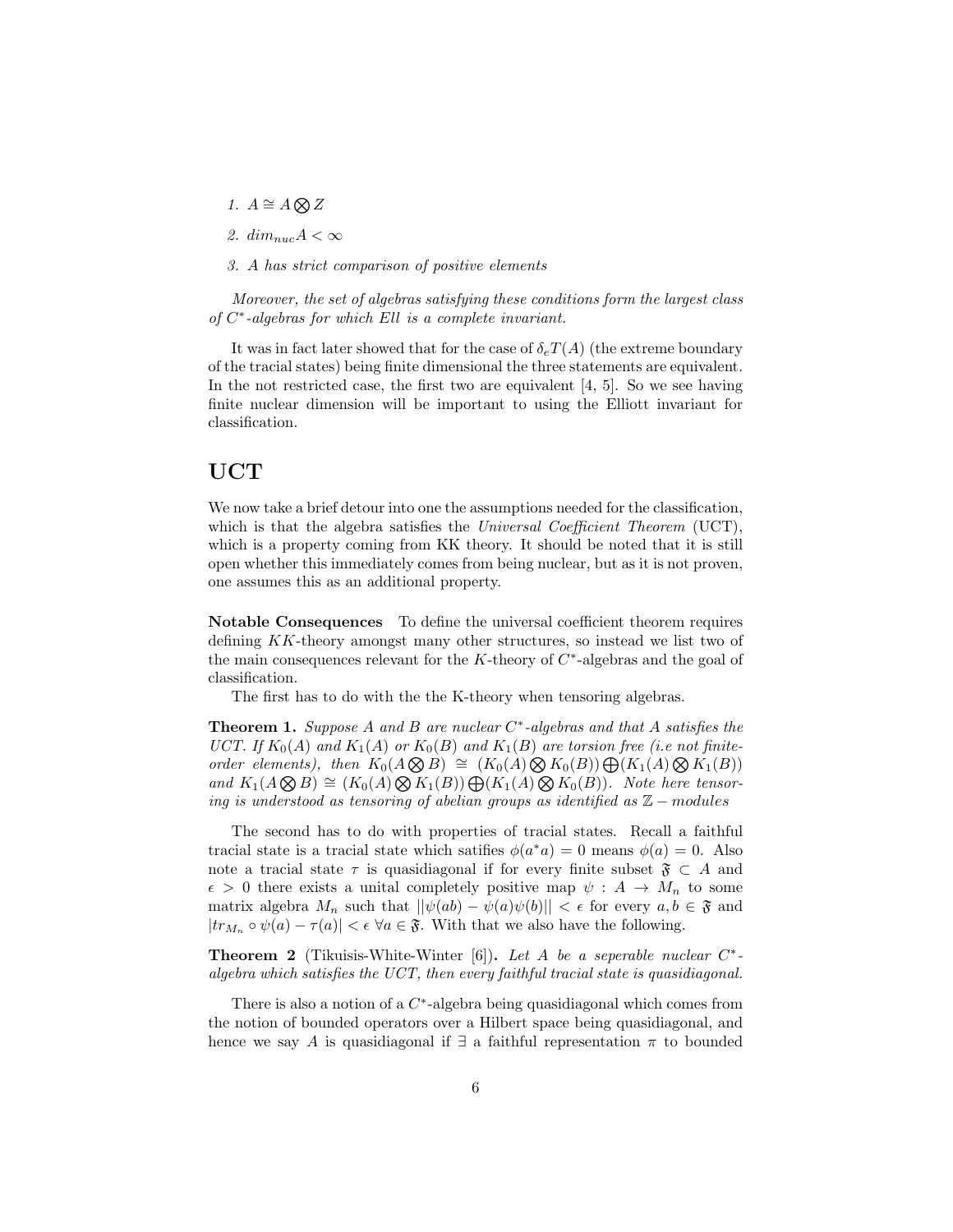1. $A \cong A \bigotimes Z$
2. $dim_{nuc} A < \infty$
3. $A$ has strict comparison of positive elements

*Moreover, the set of algebras satisfying these conditions form the largest class of $C^*$-algebras for which Ell is a complete invariant.*

It was in fact later showed that for the case of $\delta_e T(A)$ (the extreme boundary of the tracial states) being finite dimensional the three statements are equivalent. In the not restricted case, the first two are equivalent [4, 5]. So we see having finite nuclear dimension will be important to using the Elliott invariant for classification.

## UCT

We now take a brief detour into one the assumptions needed for the classification, which is that the algebra satisfies the *Universal Coefficient Theorem* (UCT), which is a property coming from KK theory. It should be noted that it is still open whether this immediately comes from being nuclear, but as it is not proven, one assumes this as an additional property.

**Notable Consequences** To define the universal coefficient theorem requires defining $KK$-theory amongst many other structures, so instead we list two of the main consequences relevant for the $K$-theory of $C^*$-algebras and the goal of classification.

The first has to do with the the K-theory when tensoring algebras.

**Theorem 1.** *Suppose $A$ and $B$ are nuclear $C^*$-algebras and that $A$ satisfies the UCT. If $K_0(A)$ and $K_1(A)$ or $K_0(B)$ and $K_1(B)$ are torsion free (i.e not finite-order elements), then $K_0(A \bigotimes B) \cong (K_0(A) \bigotimes K_0(B)) \bigoplus (K_1(A) \bigotimes K_1(B))$ and $K_1(A \bigotimes B) \cong (K_0(A) \bigotimes K_1(B)) \bigoplus (K_1(A) \bigotimes K_0(B))$. Note here tensoring is understood as tensoring of abelian groups as identified as $\mathbb{Z}-modules$*

The second has to do with properties of tracial states. Recall a faithful tracial state is a tracial state which satifies $\phi(a^*a) = 0$ means $\phi(a) = 0$. Also note a tracial state $\tau$ is quasidiagonal if for every finite subset $\mathfrak{F} \subset A$ and $\epsilon > 0$ there exists a unital completely positive map $\psi : A \to M_n$ to some matrix algebra $M_n$ such that $||\psi(ab) - \psi(a)\psi(b)|| < \epsilon$ for every $a, b \in \mathfrak{F}$ and $|tr_{M_n} \circ \psi(a) - \tau(a)| < \epsilon \; \forall a \in \mathfrak{F}$. With that we also have the following.

**Theorem 2** (Tikuisis-White-Winter [6])**.** *Let $A$ be a seperable nuclear $C^*$-algebra which satisfies the UCT, then every faithful tracial state is quasidiagonal.*

There is also a notion of a $C^*$-algebra being quasidiagonal which comes from the notion of bounded operators over a Hilbert space being quasidiagonal, and hence we say $A$ is quasidiagonal if $\exists$ a faithful representation $\pi$ to bounded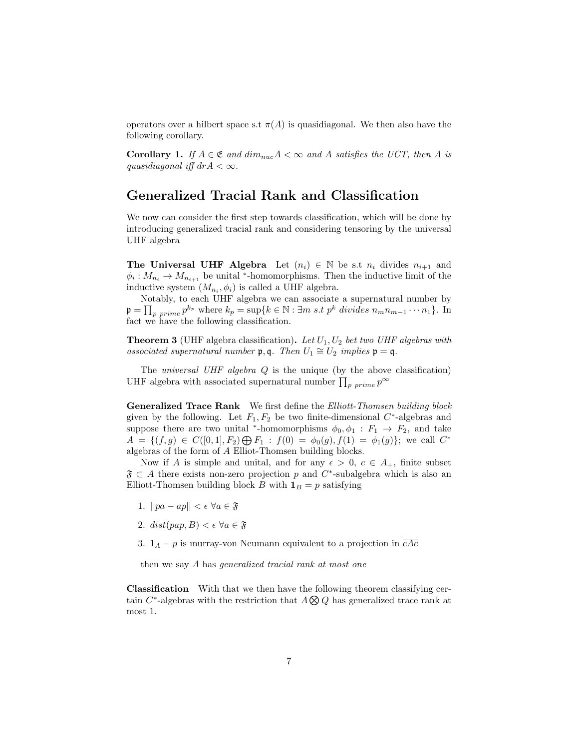operators over a hilbert space s.t $\pi(A)$ is quasidiagonal. We then also have the following corollary.

**Corollary 1.** *If $A \in \mathfrak{E}$ and $dim_{nuc}A < \infty$ and $A$ satisfies the UCT, then $A$ is quasidiagonal iff $drA < \infty$.*

## Generalized Tracial Rank and Classification

We now can consider the first step towards classification, which will be done by introducing generalized tracial rank and considering tensoring by the universal UHF algebra

**The Universal UHF Algebra** Let $(n_i) \in \mathbb{N}$ be s.t $n_i$ divides $n_{i+1}$ and $\phi_i : M_{n_i} \to M_{n_{i+1}}$ be unital $^*$-homomorphisms. Then the inductive limit of the inductive system $(M_{n_i}, \phi_i)$ is called a UHF algebra.

Notably, to each UHF algebra we can associate a supernatural number by $\mathfrak{p} = \prod_{p\ prime} p^{k_p}$ where $k_p = \sup\{k \in \mathbb{N} : \exists m\ s.t\ p^k\ divides\ n_m n_{m-1} \cdots n_1\}$. In fact we have the following classification.

**Theorem 3** (UHF algebra classification)**.** *Let $U_1, U_2$ bet two UHF algebras with associated supernatural number $\mathfrak{p}, \mathfrak{q}$. Then $U_1 \cong U_2$ implies $\mathfrak{p} = \mathfrak{q}$.*

The *universal UHF algebra $Q$* is the unique (by the above classification) UHF algebra with associated supernatural number $\prod_{p\ prime} p^{\infty}$

**Generalized Trace Rank** We first define the *Elliott-Thomsen building block* given by the following. Let $F_1, F_2$ be two finite-dimensional $C^*$-algebras and suppose there are two unital $^*$-homomorphisms $\phi_0, \phi_1 : F_1 \to F_2$, and take $A = \{(f, g) \in C([0,1], F_2) \bigoplus F_1 : f(0) = \phi_0(g), f(1) = \phi_1(g)\}$; we call $C^*$ algebras of the form of $A$ Elliot-Thomsen building blocks.

Now if $A$ is simple and unital, and for any $\epsilon > 0$, $c \in A_+$, finite subset $\mathfrak{F} \subset A$ there exists non-zero projection $p$ and $C^*$-subalgebra which is also an Elliott-Thomsen building block $B$ with $\mathbf{1}_B = p$ satisfying

1. $||pa - ap|| < \epsilon\ \forall a \in \mathfrak{F}$
2. $dist(pap, B) < \epsilon\ \forall a \in \mathfrak{F}$
3. $1_A - p$ is murray-von Neumann equivalent to a projection in $\overline{cAc}$

then we say $A$ has *generalized tracial rank at most one*

**Classification** With that we then have the following theorem classifying certain $C^*$-algebras with the restriction that $A \bigotimes Q$ has generalized trace rank at most 1.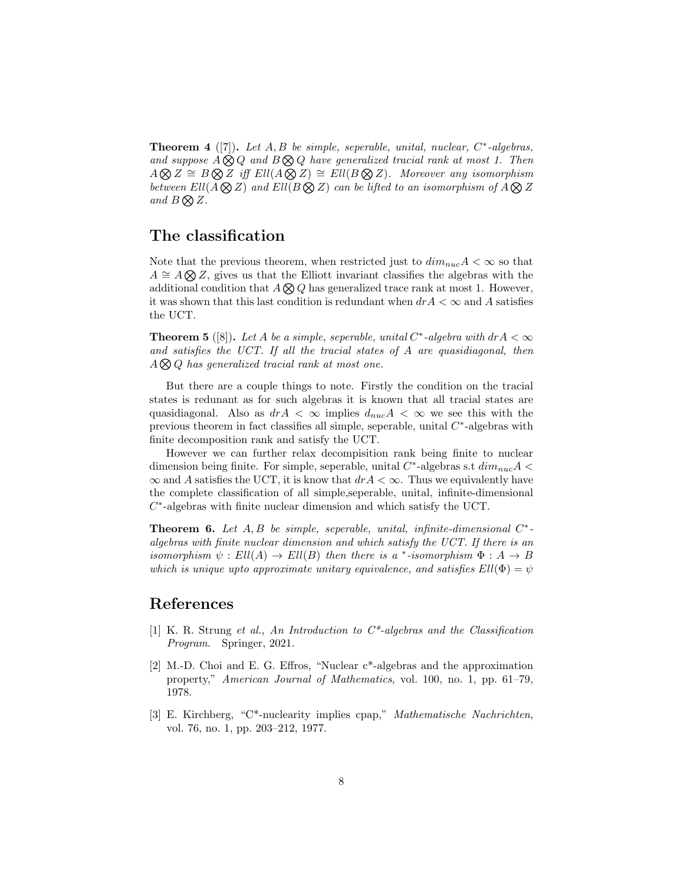**Theorem 4** ([7])**.** *Let $A, B$ be simple, seperable, unital, nuclear, $C^*$-algebras, and suppose $A \bigotimes Q$ and $B \bigotimes Q$ have generalized tracial rank at most 1. Then $A \bigotimes Z \cong B \bigotimes Z$ iff $Ell(A \bigotimes Z) \cong Ell(B \bigotimes Z)$. Moreover any isomorphism between $Ell(A \bigotimes Z)$ and $Ell(B \bigotimes Z)$ can be lifted to an isomorphism of $A \bigotimes Z$ and $B \bigotimes Z$.*

## The classification

Note that the previous theorem, when restricted just to $dim_{nuc} A < \infty$ so that $A \cong A \bigotimes Z$, gives us that the Elliott invariant classifies the algebras with the additional condition that $A \bigotimes Q$ has generalized trace rank at most 1. However, it was shown that this last condition is redundant when $drA < \infty$ and $A$ satisfies the UCT.

**Theorem 5** ([8])**.** *Let $A$ be a simple, seperable, unital $C^*$-algebra with $drA < \infty$ and satisfies the UCT. If all the tracial states of $A$ are quasidiagonal, then $A \bigotimes Q$ has generalized tracial rank at most one.*

But there are a couple things to note. Firstly the condition on the tracial states is redunant as for such algebras it is known that all tracial states are quasidiagonal. Also as $drA < \infty$ implies $d_{nuc} A < \infty$ we see this with the previous theorem in fact classifies all simple, seperable, unital $C^*$-algebras with finite decomposition rank and satisfy the UCT.

However we can further relax decompisition rank being finite to nuclear dimension being finite. For simple, seperable, unital $C^*$-algebras s.t $dim_{nuc} A < \infty$ and $A$ satisfies the UCT, it is know that $drA < \infty$. Thus we equivalently have the complete classification of all simple,seperable, unital, infinite-dimensional $C^*$-algebras with finite nuclear dimension and which satisfy the UCT.

**Theorem 6.** *Let $A, B$ be simple, seperable, unital, infinite-dimensional $C^*$-algebras with finite nuclear dimension and which satisfy the UCT. If there is an isomorphism $\psi : Ell(A) \to Ell(B)$ then there is a $^*$-isomorphism $\Phi : A \to B$ which is unique upto approximate unitary equivalence, and satisfies $Ell(\Phi) = \psi$*

## References

[1] K. R. Strung *et al.*, *An Introduction to C\*-algebras and the Classification Program*. Springer, 2021.

[2] M.-D. Choi and E. G. Effros, "Nuclear c*-algebras and the approximation property," *American Journal of Mathematics*, vol. 100, no. 1, pp. 61–79, 1978.

[3] E. Kirchberg, "C*-nuclearity implies cpap," *Mathematische Nachrichten*, vol. 76, no. 1, pp. 203–212, 1977.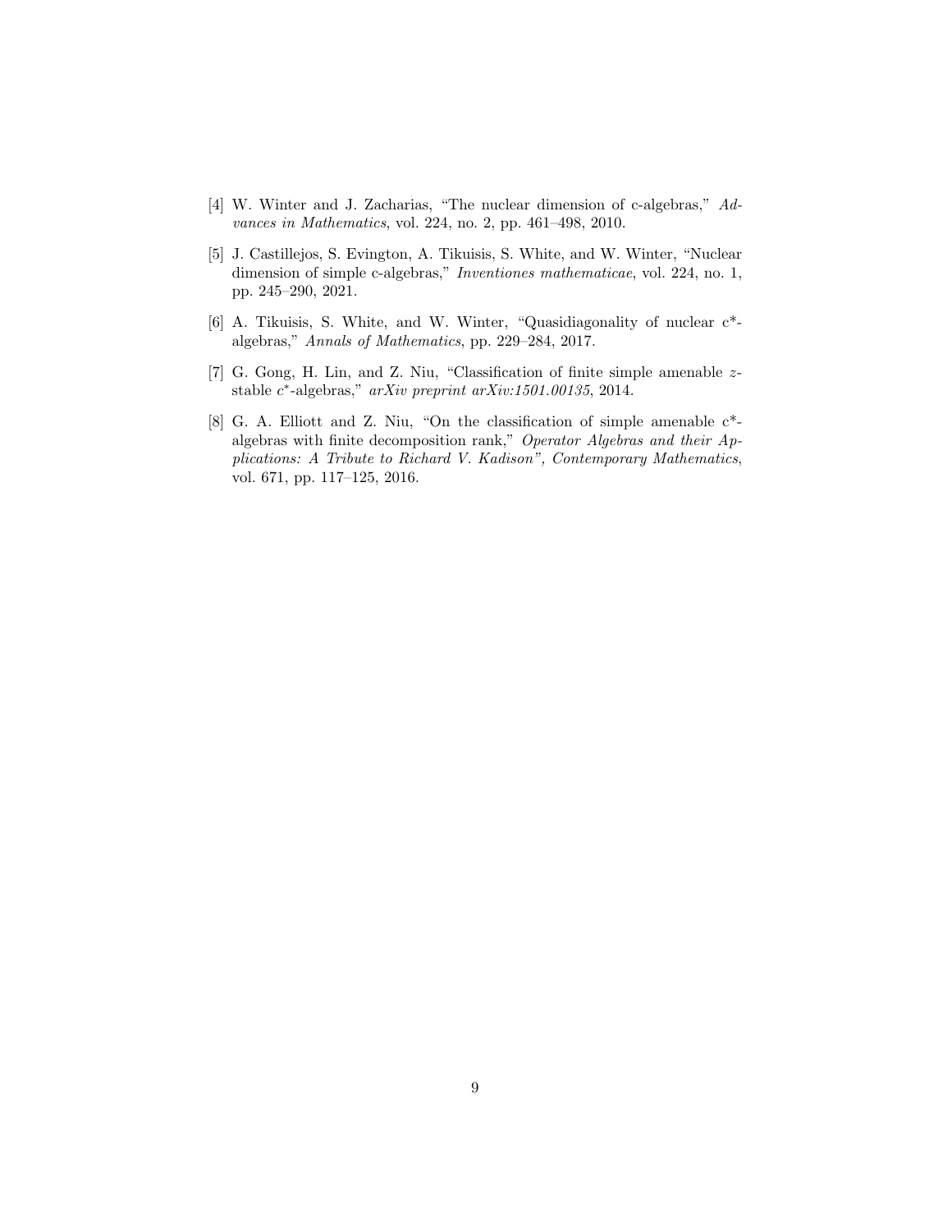[4] W. Winter and J. Zacharias, "The nuclear dimension of c-algebras," *Advances in Mathematics*, vol. 224, no. 2, pp. 461–498, 2010.

[5] J. Castillejos, S. Evington, A. Tikuisis, S. White, and W. Winter, "Nuclear dimension of simple c-algebras," *Inventiones mathematicae*, vol. 224, no. 1, pp. 245–290, 2021.

[6] A. Tikuisis, S. White, and W. Winter, "Quasidiagonality of nuclear c*-algebras," *Annals of Mathematics*, pp. 229–284, 2017.

[7] G. Gong, H. Lin, and Z. Niu, "Classification of finite simple amenable $z$-stable $c^*$-algebras," *arXiv preprint arXiv:1501.00135*, 2014.

[8] G. A. Elliott and Z. Niu, "On the classification of simple amenable c*-algebras with finite decomposition rank," *Operator Algebras and their Applications: A Tribute to Richard V. Kadison", Contemporary Mathematics*, vol. 671, pp. 117–125, 2016.